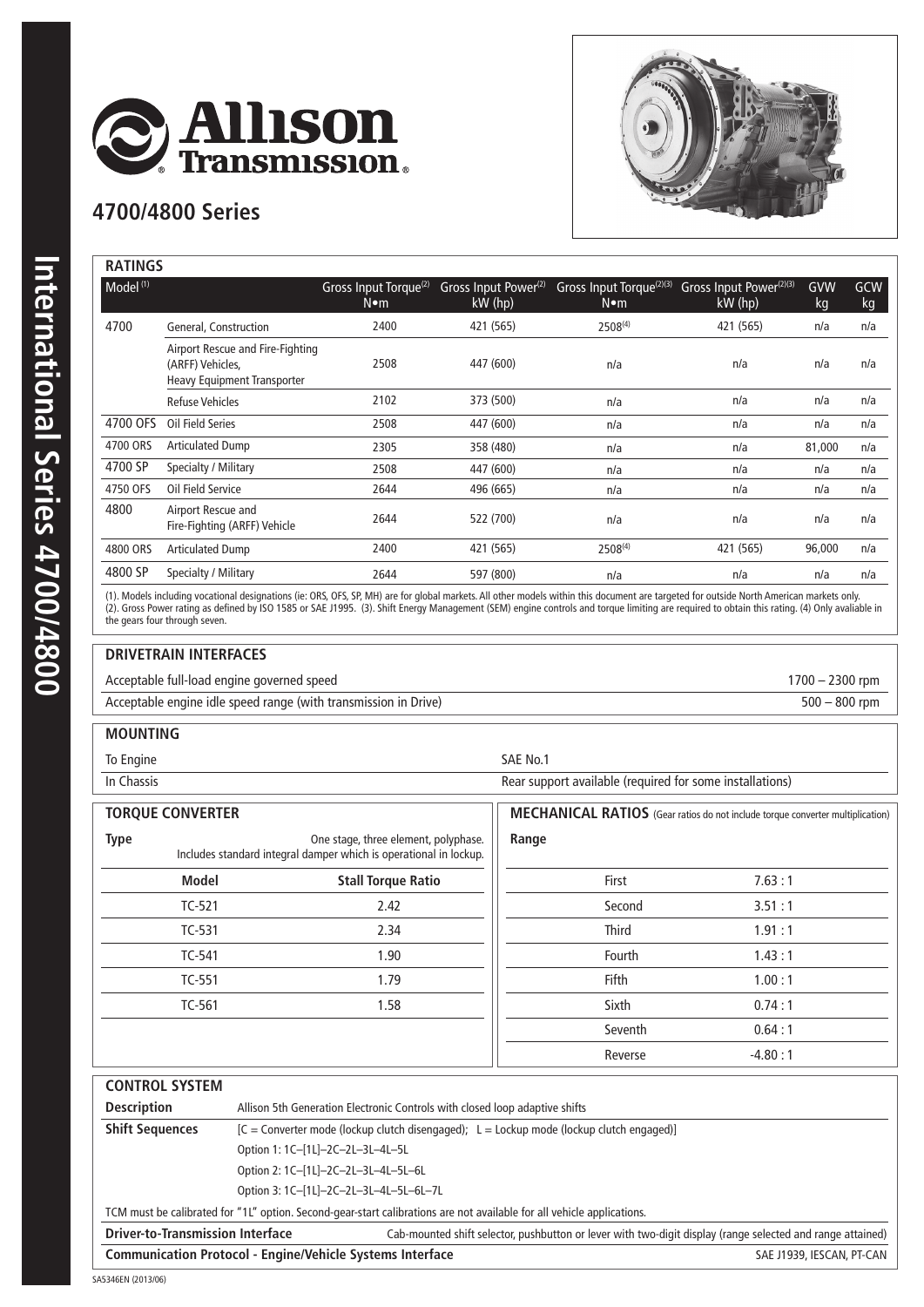# Allison Transmission

## 4700/4800 Series

International Series 4700/4800

## RATINGS

| Model (1) | | Gross Input Torque(2) N•m | Gross Input Power(2) kW (hp) | Gross Input Torque(2)(3) N•m | Gross Input Power(2)(3) kW (hp) | GVW kg | GCW kg |
|---|---|---|---|---|---|---|---|
| 4700 | General, Construction | 2400 | 421 (565) | 2508(4) | 421 (565) | n/a | n/a |
| | Airport Rescue and Fire-Fighting (ARFF) Vehicles, Heavy Equipment Transporter | 2508 | 447 (600) | n/a | n/a | n/a | n/a |
| | Refuse Vehicles | 2102 | 373 (500) | n/a | n/a | n/a | n/a |
| 4700 OFS | Oil Field Series | 2508 | 447 (600) | n/a | n/a | n/a | n/a |
| 4700 ORS | Articulated Dump | 2305 | 358 (480) | n/a | n/a | 81,000 | n/a |
| 4700 SP | Specialty / Military | 2508 | 447 (600) | n/a | n/a | n/a | n/a |
| 4750 OFS | Oil Field Service | 2644 | 496 (665) | n/a | n/a | n/a | n/a |
| 4800 | Airport Rescue and Fire-Fighting (ARFF) Vehicle | 2644 | 522 (700) | n/a | n/a | n/a | n/a |
| 4800 ORS | Articulated Dump | 2400 | 421 (565) | 2508(4) | 421 (565) | 96,000 | n/a |
| 4800 SP | Specialty / Military | 2644 | 597 (800) | n/a | n/a | n/a | n/a |

(1). Models including vocational designations (ie: ORS, OFS, SP, MH) are for global markets. All other models within this document are targeted for outside North American markets only. (2). Gross Power rating as defined by ISO 1585 or SAE J1995. (3). Shift Energy Management (SEM) engine controls and torque limiting are required to obtain this rating. (4) Only avaliable in the gears four through seven.

## DRIVETRAIN INTERFACES

| | |
|---|---|
| Acceptable full-load engine governed speed | 1700 – 2300 rpm |
| Acceptable engine idle speed range (with transmission in Drive) | 500 – 800 rpm |

## MOUNTING

| | |
|---|---|
| To Engine | SAE No.1 |
| In Chassis | Rear support available (required for some installations) |

## TORQUE CONVERTER

**Type** One stage, three element, polyphase. Includes standard integral damper which is operational in lockup.

| Model | Stall Torque Ratio |
|---|---|
| TC-521 | 2.42 |
| TC-531 | 2.34 |
| TC-541 | 1.90 |
| TC-551 | 1.79 |
| TC-561 | 1.58 |

## MECHANICAL RATIOS (Gear ratios do not include torque converter multiplication)

| Range | |
|---|---|
| First | 7.63 : 1 |
| Second | 3.51 : 1 |
| Third | 1.91 : 1 |
| Fourth | 1.43 : 1 |
| Fifth | 1.00 : 1 |
| Sixth | 0.74 : 1 |
| Seventh | 0.64 : 1 |
| Reverse | -4.80 : 1 |

## CONTROL SYSTEM

**Description** Allison 5th Generation Electronic Controls with closed loop adaptive shifts

**Shift Sequences** [C = Converter mode (lockup clutch disengaged); L = Lockup mode (lockup clutch engaged)]

- Option 1: 1C–[1L]–2C–2L–3L–4L–5L
- Option 2: 1C–[1L]–2C–2L–3L–4L–5L–6L
- Option 3: 1C–[1L]–2C–2L–3L–4L–5L–6L–7L

TCM must be calibrated for "1L" option. Second-gear-start calibrations are not available for all vehicle applications.

**Driver-to-Transmission Interface** Cab-mounted shift selector, pushbutton or lever with two-digit display (range selected and range attained)

**Communication Protocol - Engine/Vehicle Systems Interface** SAE J1939, IESCAN, PT-CAN

SA5346EN (2013/06)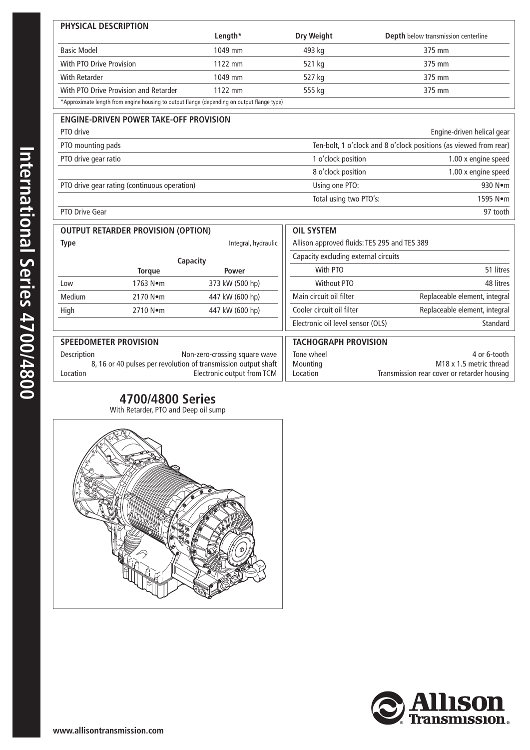## PHYSICAL DESCRIPTION

| | Length* | Dry Weight | Depth below transmission centerline |
|---|---|---|---|
| Basic Model | 1049 mm | 493 kg | 375 mm |
| With PTO Drive Provision | 1122 mm | 521 kg | 375 mm |
| With Retarder | 1049 mm | 527 kg | 375 mm |
| With PTO Drive Provision and Retarder | 1122 mm | 555 kg | 375 mm |

*Approximate length from engine housing to output flange (depending on output flange type)

## ENGINE-DRIVEN POWER TAKE-OFF PROVISION

| | | |
|---|---|---|
| PTO drive | | Engine-driven helical gear |
| PTO mounting pads | | Ten-bolt, 1 o'clock and 8 o'clock positions (as viewed from rear) |
| PTO drive gear ratio | 1 o'clock position | 1.00 x engine speed |
| | 8 o'clock position | 1.00 x engine speed |
| PTO drive gear rating (continuous operation) | Using one PTO: | 930 N•m |
| | Total using two PTO's: | 1595 N•m |
| PTO Drive Gear | | 97 tooth |

## OUTPUT RETARDER PROVISION (OPTION)

**Type** Integral, hydraulic

| | Capacity | |
|---|---|---|
| | Torque | Power |
| Low | 1763 N•m | 373 kW (500 hp) |
| Medium | 2170 N•m | 447 kW (600 hp) |
| High | 2710 N•m | 447 kW (600 hp) |

## OIL SYSTEM

Allison approved fluids: TES 295 and TES 389

| | |
|---|---|
| Capacity excluding external circuits | |
| With PTO | 51 litres |
| Without PTO | 48 litres |
| Main circuit oil filter | Replaceable element, integral |
| Cooler circuit oil filter | Replaceable element, integral |
| Electronic oil level sensor (OLS) | Standard |

## SPEEDOMETER PROVISION

| | |
|---|---|
| Description | Non-zero-crossing square wave 8, 16 or 40 pulses per revolution of transmission output shaft |
| Location | Electronic output from TCM |

## TACHOGRAPH PROVISION

| | |
|---|---|
| Tone wheel | 4 or 6-tooth |
| Mounting | M18 x 1.5 metric thread |
| Location | Transmission rear cover or retarder housing |

## 4700/4800 Series

With Retarder, PTO and Deep oil sump

www.allisontransmission.com